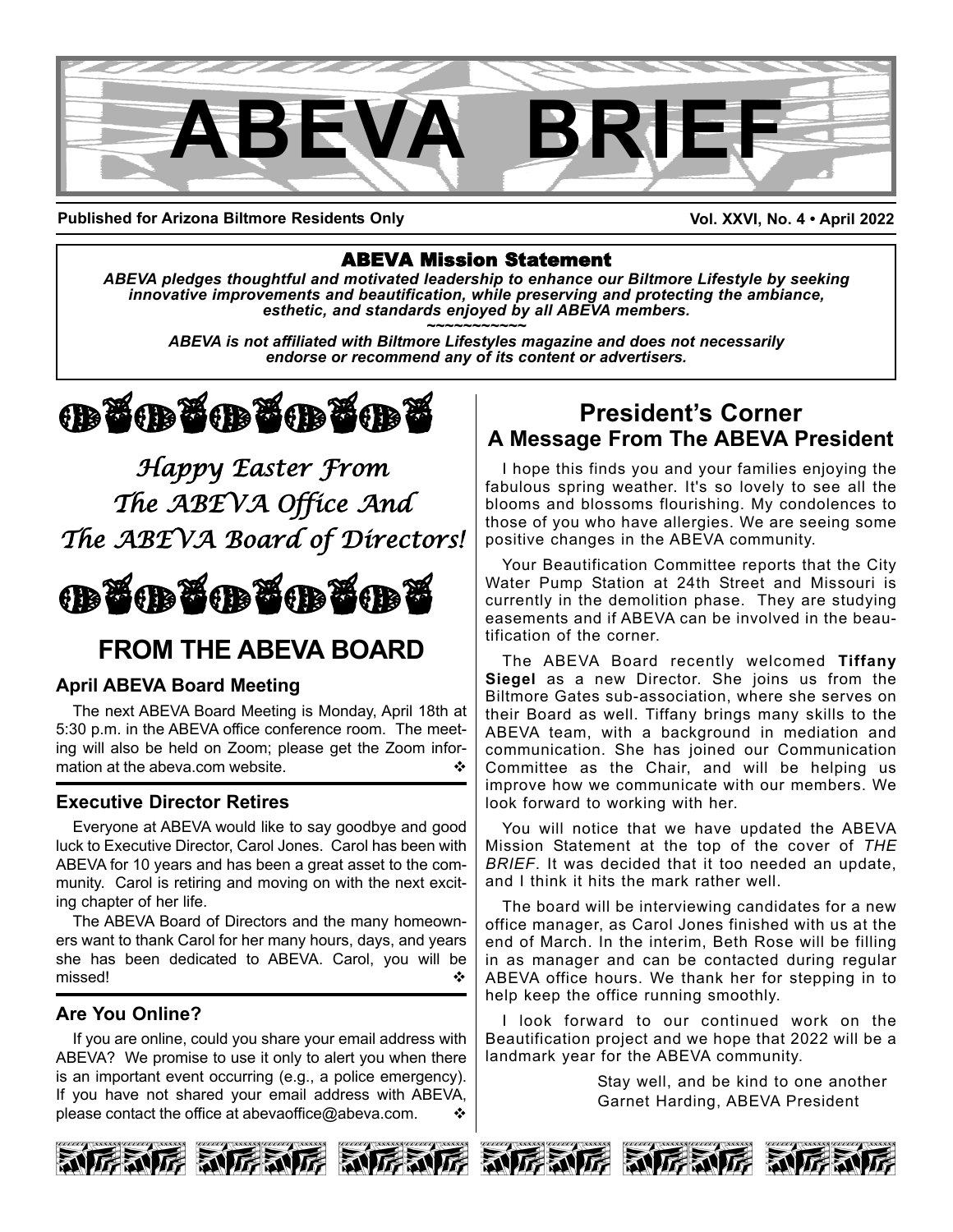# ABEVA BRIEF

**Published for Arizona Biltmore Residents Only** **Vol. XXVI, No. 4 • April 2022**

### ABEVA Mission Statement

***ABEVA pledges thoughtful and motivated leadership to enhance our Biltmore Lifestyle by seeking innovative improvements and beautification, while preserving and protecting the ambiance, esthetic, and standards enjoyed by all ABEVA members.***

~~~~~~~~~~~

***ABEVA is not affiliated with Biltmore Lifestyles magazine and does not necessarily endorse or recommend any of its content or advertisers.***

*Happy Easter From The ABEVA Office And The ABEVA Board of Directors!*

## FROM THE ABEVA BOARD

### April ABEVA Board Meeting

The next ABEVA Board Meeting is Monday, April 18th at 5:30 p.m. in the ABEVA office conference room. The meeting will also be held on Zoom; please get the Zoom information at the abeva.com website. ❖

### Executive Director Retires

Everyone at ABEVA would like to say goodbye and good luck to Executive Director, Carol Jones. Carol has been with ABEVA for 10 years and has been a great asset to the community. Carol is retiring and moving on with the next exciting chapter of her life.

The ABEVA Board of Directors and the many homeowners want to thank Carol for her many hours, days, and years she has been dedicated to ABEVA. Carol, you will be missed! ❖

### Are You Online?

If you are online, could you share your email address with ABEVA? We promise to use it only to alert you when there is an important event occurring (e.g., a police emergency). If you have not shared your email address with ABEVA, please contact the office at abevaoffice@abeva.com. ❖

## President's Corner
### A Message From The ABEVA President

I hope this finds you and your families enjoying the fabulous spring weather. It's so lovely to see all the blooms and blossoms flourishing. My condolences to those of you who have allergies. We are seeing some positive changes in the ABEVA community.

Your Beautification Committee reports that the City Water Pump Station at 24th Street and Missouri is currently in the demolition phase. They are studying easements and if ABEVA can be involved in the beautification of the corner.

The ABEVA Board recently welcomed **Tiffany Siegel** as a new Director. She joins us from the Biltmore Gates sub-association, where she serves on their Board as well. Tiffany brings many skills to the ABEVA team, with a background in mediation and communication. She has joined our Communication Committee as the Chair, and will be helping us improve how we communicate with our members. We look forward to working with her.

You will notice that we have updated the ABEVA Mission Statement at the top of the cover of *THE BRIEF*. It was decided that it too needed an update, and I think it hits the mark rather well.

The board will be interviewing candidates for a new office manager, as Carol Jones finished with us at the end of March. In the interim, Beth Rose will be filling in as manager and can be contacted during regular ABEVA office hours. We thank her for stepping in to help keep the office running smoothly.

I look forward to our continued work on the Beautification project and we hope that 2022 will be a landmark year for the ABEVA community.

Stay well, and be kind to one another
Garnet Harding, ABEVA President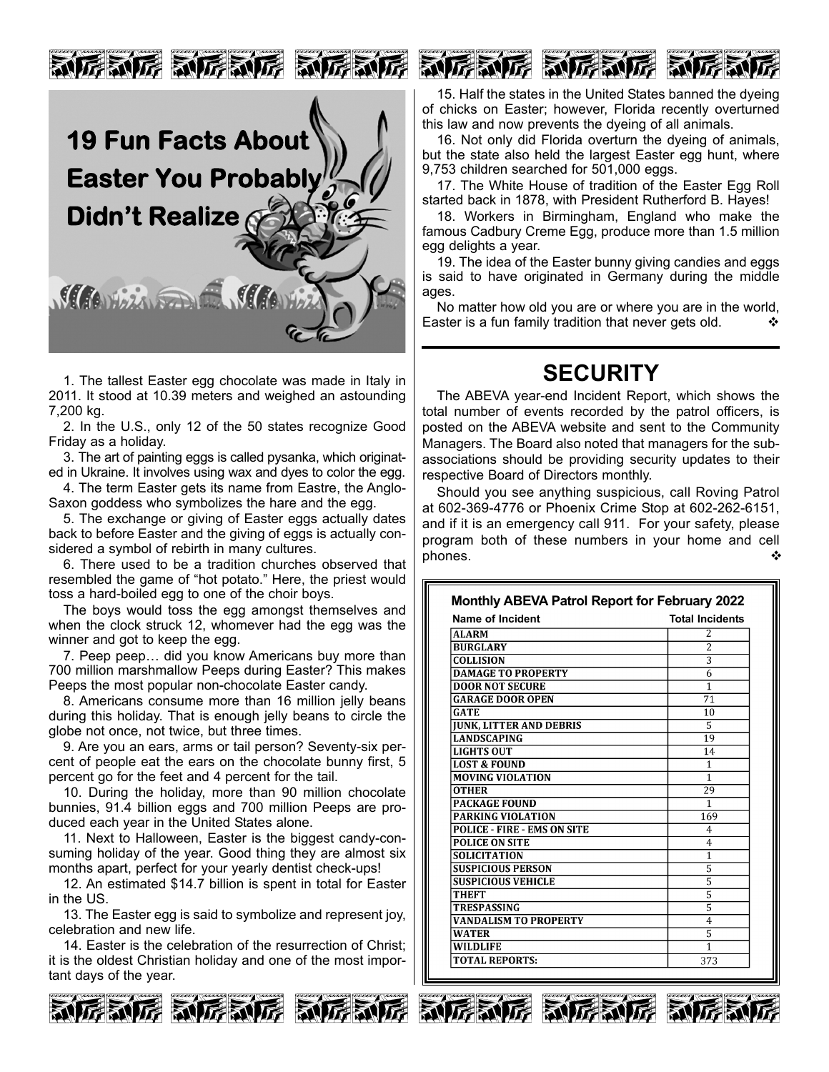# 19 Fun Facts About Easter You Probably Didn't Realize

1. The tallest Easter egg chocolate was made in Italy in 2011. It stood at 10.39 meters and weighed an astounding 7,200 kg.

2. In the U.S., only 12 of the 50 states recognize Good Friday as a holiday.

3. The art of painting eggs is called pysanka, which originated in Ukraine. It involves using wax and dyes to color the egg.

4. The term Easter gets its name from Eastre, the Anglo-Saxon goddess who symbolizes the hare and the egg.

5. The exchange or giving of Easter eggs actually dates back to before Easter and the giving of eggs is actually considered a symbol of rebirth in many cultures.

6. There used to be a tradition churches observed that resembled the game of "hot potato." Here, the priest would toss a hard-boiled egg to one of the choir boys.

The boys would toss the egg amongst themselves and when the clock struck 12, whomever had the egg was the winner and got to keep the egg.

7. Peep peep… did you know Americans buy more than 700 million marshmallow Peeps during Easter? This makes Peeps the most popular non-chocolate Easter candy.

8. Americans consume more than 16 million jelly beans during this holiday. That is enough jelly beans to circle the globe not once, not twice, but three times.

9. Are you an ears, arms or tail person? Seventy-six percent of people eat the ears on the chocolate bunny first, 5 percent go for the feet and 4 percent for the tail.

10. During the holiday, more than 90 million chocolate bunnies, 91.4 billion eggs and 700 million Peeps are produced each year in the United States alone.

11. Next to Halloween, Easter is the biggest candy-consuming holiday of the year. Good thing they are almost six months apart, perfect for your yearly dentist check-ups!

12. An estimated $14.7 billion is spent in total for Easter in the US.

13. The Easter egg is said to symbolize and represent joy, celebration and new life.

14. Easter is the celebration of the resurrection of Christ; it is the oldest Christian holiday and one of the most important days of the year.

15. Half the states in the United States banned the dyeing of chicks on Easter; however, Florida recently overturned this law and now prevents the dyeing of all animals.

16. Not only did Florida overturn the dyeing of animals, but the state also held the largest Easter egg hunt, where 9,753 children searched for 501,000 eggs.

17. The White House of tradition of the Easter Egg Roll started back in 1878, with President Rutherford B. Hayes!

18. Workers in Birmingham, England who make the famous Cadbury Creme Egg, produce more than 1.5 million egg delights a year.

19. The idea of the Easter bunny giving candies and eggs is said to have originated in Germany during the middle ages.

No matter how old you are or where you are in the world, Easter is a fun family tradition that never gets old. ❖

# SECURITY

The ABEVA year-end Incident Report, which shows the total number of events recorded by the patrol officers, is posted on the ABEVA website and sent to the Community Managers. The Board also noted that managers for the sub-associations should be providing security updates to their respective Board of Directors monthly.

Should you see anything suspicious, call Roving Patrol at 602-369-4776 or Phoenix Crime Stop at 602-262-6151, and if it is an emergency call 911. For your safety, please program both of these numbers in your home and cell phones. ❖

**Monthly ABEVA Patrol Report for February 2022**

| Name of Incident | Total Incidents |
|---|---|
| ALARM | 2 |
| BURGLARY | 2 |
| COLLISION | 3 |
| DAMAGE TO PROPERTY | 6 |
| DOOR NOT SECURE | 1 |
| GARAGE DOOR OPEN | 71 |
| GATE | 10 |
| JUNK, LITTER AND DEBRIS | 5 |
| LANDSCAPING | 19 |
| LIGHTS OUT | 14 |
| LOST & FOUND | 1 |
| MOVING VIOLATION | 1 |
| OTHER | 29 |
| PACKAGE FOUND | 1 |
| PARKING VIOLATION | 169 |
| POLICE - FIRE - EMS ON SITE | 4 |
| POLICE ON SITE | 4 |
| SOLICITATION | 1 |
| SUSPICIOUS PERSON | 5 |
| SUSPICIOUS VEHICLE | 5 |
| THEFT | 5 |
| TRESPASSING | 5 |
| VANDALISM TO PROPERTY | 4 |
| WATER | 5 |
| WILDLIFE | 1 |
| TOTAL REPORTS: | 373 |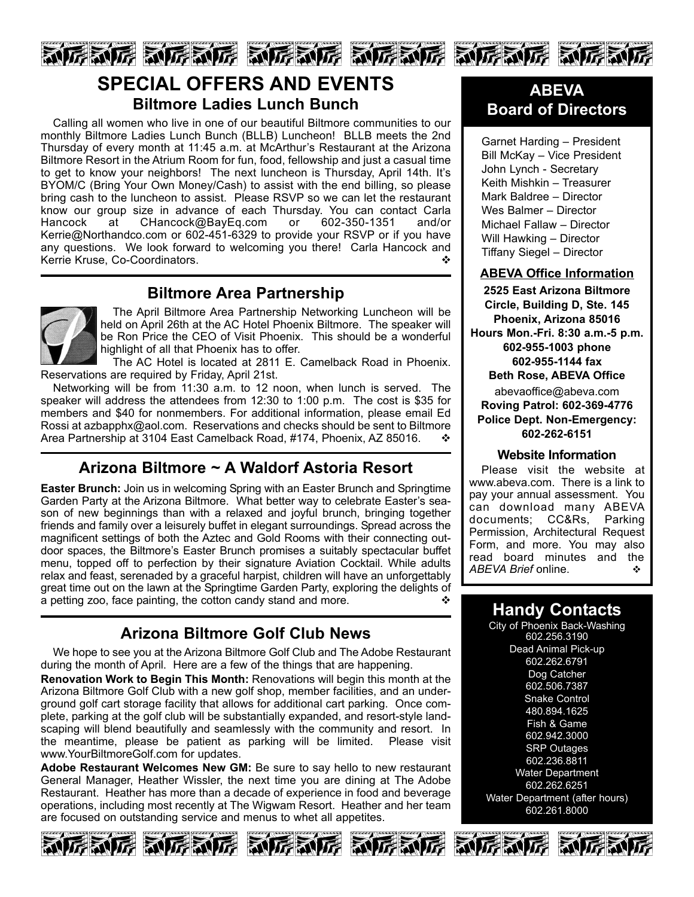# SPECIAL OFFERS AND EVENTS

## Biltmore Ladies Lunch Bunch

Calling all women who live in one of our beautiful Biltmore communities to our monthly Biltmore Ladies Lunch Bunch (BLLB) Luncheon! BLLB meets the 2nd Thursday of every month at 11:45 a.m. at McArthur's Restaurant at the Arizona Biltmore Resort in the Atrium Room for fun, food, fellowship and just a casual time to get to know your neighbors! The next luncheon is Thursday, April 14th. It's BYOM/C (Bring Your Own Money/Cash) to assist with the end billing, so please bring cash to the luncheon to assist. Please RSVP so we can let the restaurant know our group size in advance of each Thursday. You can contact Carla Hancock at CHancock@BayEq.com or 602-350-1351 and/or Kerrie@Northandco.com or 602-451-6329 to provide your RSVP or if you have any questions. We look forward to welcoming you there! Carla Hancock and Kerrie Kruse, Co-Coordinators. ❖

## Biltmore Area Partnership

The April Biltmore Area Partnership Networking Luncheon will be held on April 26th at the AC Hotel Phoenix Biltmore. The speaker will be Ron Price the CEO of Visit Phoenix. This should be a wonderful highlight of all that Phoenix has to offer.

The AC Hotel is located at 2811 E. Camelback Road in Phoenix. Reservations are required by Friday, April 21st.

Networking will be from 11:30 a.m. to 12 noon, when lunch is served. The speaker will address the attendees from 12:30 to 1:00 p.m. The cost is $35 for members and $40 for nonmembers. For additional information, please email Ed Rossi at azbapphx@aol.com. Reservations and checks should be sent to Biltmore Area Partnership at 3104 East Camelback Road, #174, Phoenix, AZ 85016. ❖

## Arizona Biltmore ~ A Waldorf Astoria Resort

**Easter Brunch:** Join us in welcoming Spring with an Easter Brunch and Springtime Garden Party at the Arizona Biltmore. What better way to celebrate Easter's season of new beginnings than with a relaxed and joyful brunch, bringing together friends and family over a leisurely buffet in elegant surroundings. Spread across the magnificent settings of both the Aztec and Gold Rooms with their connecting outdoor spaces, the Biltmore's Easter Brunch promises a suitably spectacular buffet menu, topped off to perfection by their signature Aviation Cocktail. While adults relax and feast, serenaded by a graceful harpist, children will have an unforgettably great time out on the lawn at the Springtime Garden Party, exploring the delights of a petting zoo, face painting, the cotton candy stand and more. ❖

## Arizona Biltmore Golf Club News

We hope to see you at the Arizona Biltmore Golf Club and The Adobe Restaurant during the month of April. Here are a few of the things that are happening.

**Renovation Work to Begin This Month:** Renovations will begin this month at the Arizona Biltmore Golf Club with a new golf shop, member facilities, and an underground golf cart storage facility that allows for additional cart parking. Once complete, parking at the golf club will be substantially expanded, and resort-style landscaping will blend beautifully and seamlessly with the community and resort. In the meantime, please be patient as parking will be limited. Please visit www.YourBiltmoreGolf.com for updates.

**Adobe Restaurant Welcomes New GM:** Be sure to say hello to new restaurant General Manager, Heather Wissler, the next time you are dining at The Adobe Restaurant. Heather has more than a decade of experience in food and beverage operations, including most recently at The Wigwam Resort. Heather and her team are focused on outstanding service and menus to whet all appetites.

## ABEVA Board of Directors

Garnet Harding – President
Bill McKay – Vice President
John Lynch - Secretary
Keith Mishkin – Treasurer
Mark Baldree – Director
Wes Balmer – Director
Michael Fallaw – Director
Will Hawking – Director
Tiffany Siegel – Director

### ABEVA Office Information

**2525 East Arizona Biltmore Circle, Building D, Ste. 145**
**Phoenix, Arizona 85016**
**Hours Mon.-Fri. 8:30 a.m.-5 p.m.**
**602-955-1003 phone**
**602-955-1144 fax**
**Beth Rose, ABEVA Office**
abevaoffice@abeva.com
**Roving Patrol: 602-369-4776**
**Police Dept. Non-Emergency: 602-262-6151**

### Website Information

Please visit the website at www.abeva.com. There is a link to pay your annual assessment. You can download many ABEVA documents; CC&Rs, Parking Permission, Architectural Request Form, and more. You may also read board minutes and the *ABEVA Brief* online. ❖

## Handy Contacts

City of Phoenix Back-Washing
602.256.3190
Dead Animal Pick-up
602.262.6791
Dog Catcher
602.506.7387
Snake Control
480.894.1625
Fish & Game
602.942.3000
SRP Outages
602.236.8811
Water Department
602.262.6251
Water Department (after hours)
602.261.8000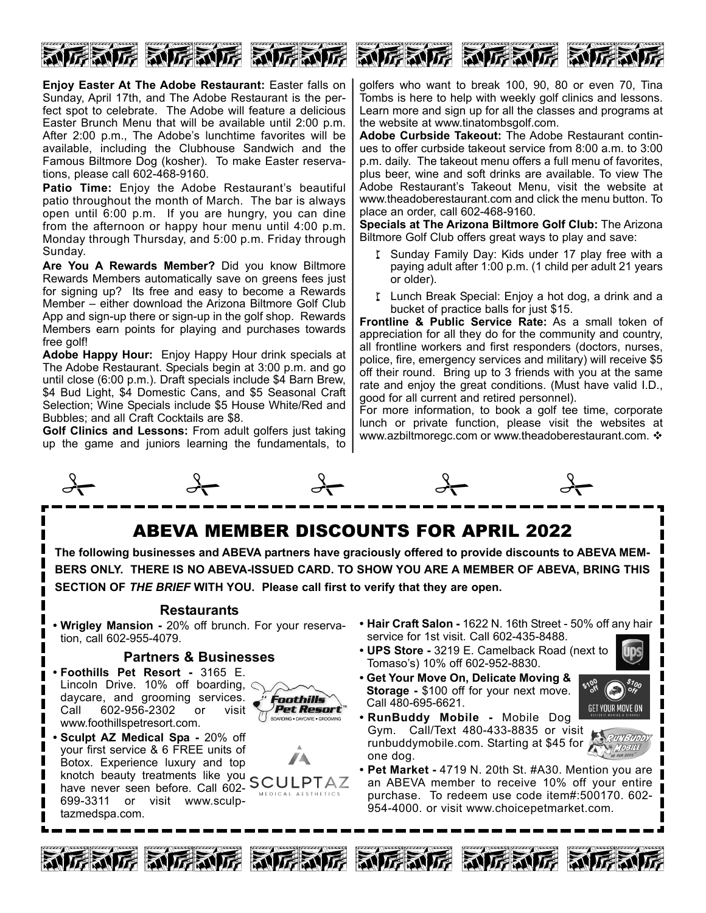**Enjoy Easter At The Adobe Restaurant:** Easter falls on Sunday, April 17th, and The Adobe Restaurant is the perfect spot to celebrate. The Adobe will feature a delicious Easter Brunch Menu that will be available until 2:00 p.m. After 2:00 p.m., The Adobe's lunchtime favorites will be available, including the Clubhouse Sandwich and the Famous Biltmore Dog (kosher). To make Easter reservations, please call 602-468-9160.

**Patio Time:** Enjoy the Adobe Restaurant's beautiful patio throughout the month of March. The bar is always open until 6:00 p.m. If you are hungry, you can dine from the afternoon or happy hour menu until 4:00 p.m. Monday through Thursday, and 5:00 p.m. Friday through Sunday.

**Are You A Rewards Member?** Did you know Biltmore Rewards Members automatically save on greens fees just for signing up? Its free and easy to become a Rewards Member – either download the Arizona Biltmore Golf Club App and sign-up there or sign-up in the golf shop. Rewards Members earn points for playing and purchases towards free golf!

**Adobe Happy Hour:** Enjoy Happy Hour drink specials at The Adobe Restaurant. Specials begin at 3:00 p.m. and go until close (6:00 p.m.). Draft specials include $4 Barn Brew, $4 Bud Light, $4 Domestic Cans, and $5 Seasonal Craft Selection; Wine Specials include $5 House White/Red and Bubbles; and all Craft Cocktails are $8.

**Golf Clinics and Lessons:** From adult golfers just taking up the game and juniors learning the fundamentals, to golfers who want to break 100, 90, 80 or even 70, Tina Tombs is here to help with weekly golf clinics and lessons. Learn more and sign up for all the classes and programs at the website at www.tinatombsgolf.com.

**Adobe Curbside Takeout:** The Adobe Restaurant continues to offer curbside takeout service from 8:00 a.m. to 3:00 p.m. daily. The takeout menu offers a full menu of favorites, plus beer, wine and soft drinks are available. To view The Adobe Restaurant's Takeout Menu, visit the website at www.theadoberestaurant.com and click the menu button. To place an order, call 602-468-9160.

**Specials at The Arizona Biltmore Golf Club:** The Arizona Biltmore Golf Club offers great ways to play and save:

- Sunday Family Day: Kids under 17 play free with a paying adult after 1:00 p.m. (1 child per adult 21 years or older).
- Lunch Break Special: Enjoy a hot dog, a drink and a bucket of practice balls for just $15.

**Frontline & Public Service Rate:** As a small token of appreciation for all they do for the community and country, all frontline workers and first responders (doctors, nurses, police, fire, emergency services and military) will receive $5 off their round. Bring up to 3 friends with you at the same rate and enjoy the great conditions. (Must have valid I.D., good for all current and retired personnel).

For more information, to book a golf tee time, corporate lunch or private function, please visit the websites at www.azbiltmoregc.com or www.theadoberestaurant.com. ❖

## ABEVA MEMBER DISCOUNTS FOR APRIL 2022

**The following businesses and ABEVA partners have graciously offered to provide discounts to ABEVA MEMBERS ONLY. THERE IS NO ABEVA-ISSUED CARD. TO SHOW YOU ARE A MEMBER OF ABEVA, BRING THIS SECTION OF *THE BRIEF* WITH YOU. Please call first to verify that they are open.**

### Restaurants

- **Wrigley Mansion -** 20% off brunch. For your reservation, call 602-955-4079.

### Partners & Businesses

- **Foothills Pet Resort -** 3165 E. Lincoln Drive. 10% off boarding, daycare, and grooming services. Call 602-956-2302 or visit www.foothillspetresort.com.
- **Sculpt AZ Medical Spa -** 20% off your first service & 6 FREE units of Botox. Experience luxury and top knotch beauty treatments like you have never seen before. Call 602-699-3311 or visit www.sculptazmedspa.com.
- **Hair Craft Salon -** 1622 N. 16th Street - 50% off any hair service for 1st visit. Call 602-435-8488.
- **UPS Store -** 3219 E. Camelback Road (next to Tomaso's) 10% off 602-952-8830.
- **Get Your Move On, Delicate Moving & Storage -** $100 off for your next move. Call 480-695-6621.
- **RunBuddy Mobile -** Mobile Dog Gym. Call/Text 480-433-8835 or visit runbuddymobile.com. Starting at $45 for one dog.
- **Pet Market -** 4719 N. 20th St. #A30. Mention you are an ABEVA member to receive 10% off your entire purchase. To redeem use code item#:500170. 602-954-4000. or visit www.choicepetmarket.com.